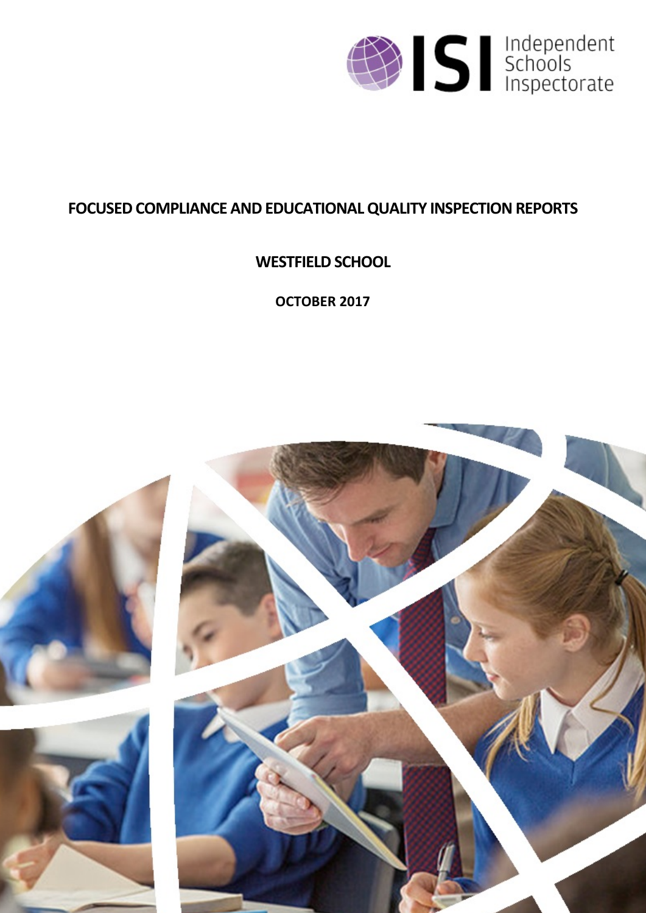Independent Schools Inspectorate

# FOCUSED COMPLIANCE AND EDUCATIONAL QUALITY INSPECTION REPORTS

## WESTFIELD SCHOOL

**OCTOBER 2017**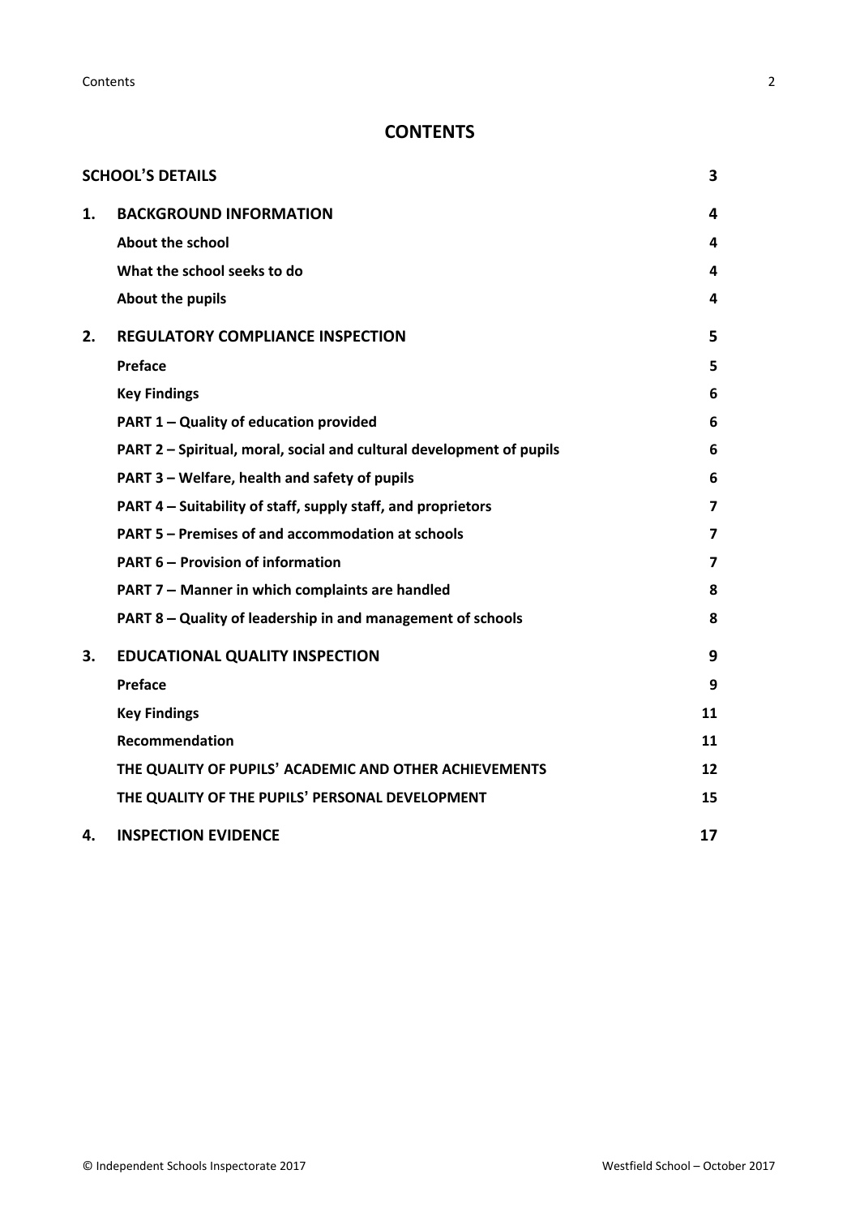# CONTENTS

| | | |
|---|---|---|
| **SCHOOL'S DETAILS** | | **3** |
| **1.** | **BACKGROUND INFORMATION** | **4** |
| | **About the school** | **4** |
| | **What the school seeks to do** | **4** |
| | **About the pupils** | **4** |
| **2.** | **REGULATORY COMPLIANCE INSPECTION** | **5** |
| | **Preface** | **5** |
| | **Key Findings** | **6** |
| | **PART 1 – Quality of education provided** | **6** |
| | **PART 2 – Spiritual, moral, social and cultural development of pupils** | **6** |
| | **PART 3 – Welfare, health and safety of pupils** | **6** |
| | **PART 4 – Suitability of staff, supply staff, and proprietors** | **7** |
| | **PART 5 – Premises of and accommodation at schools** | **7** |
| | **PART 6 – Provision of information** | **7** |
| | **PART 7 – Manner in which complaints are handled** | **8** |
| | **PART 8 – Quality of leadership in and management of schools** | **8** |
| **3.** | **EDUCATIONAL QUALITY INSPECTION** | **9** |
| | **Preface** | **9** |
| | **Key Findings** | **11** |
| | **Recommendation** | **11** |
| | **THE QUALITY OF PUPILS' ACADEMIC AND OTHER ACHIEVEMENTS** | **12** |
| | **THE QUALITY OF THE PUPILS' PERSONAL DEVELOPMENT** | **15** |
| **4.** | **INSPECTION EVIDENCE** | **17** |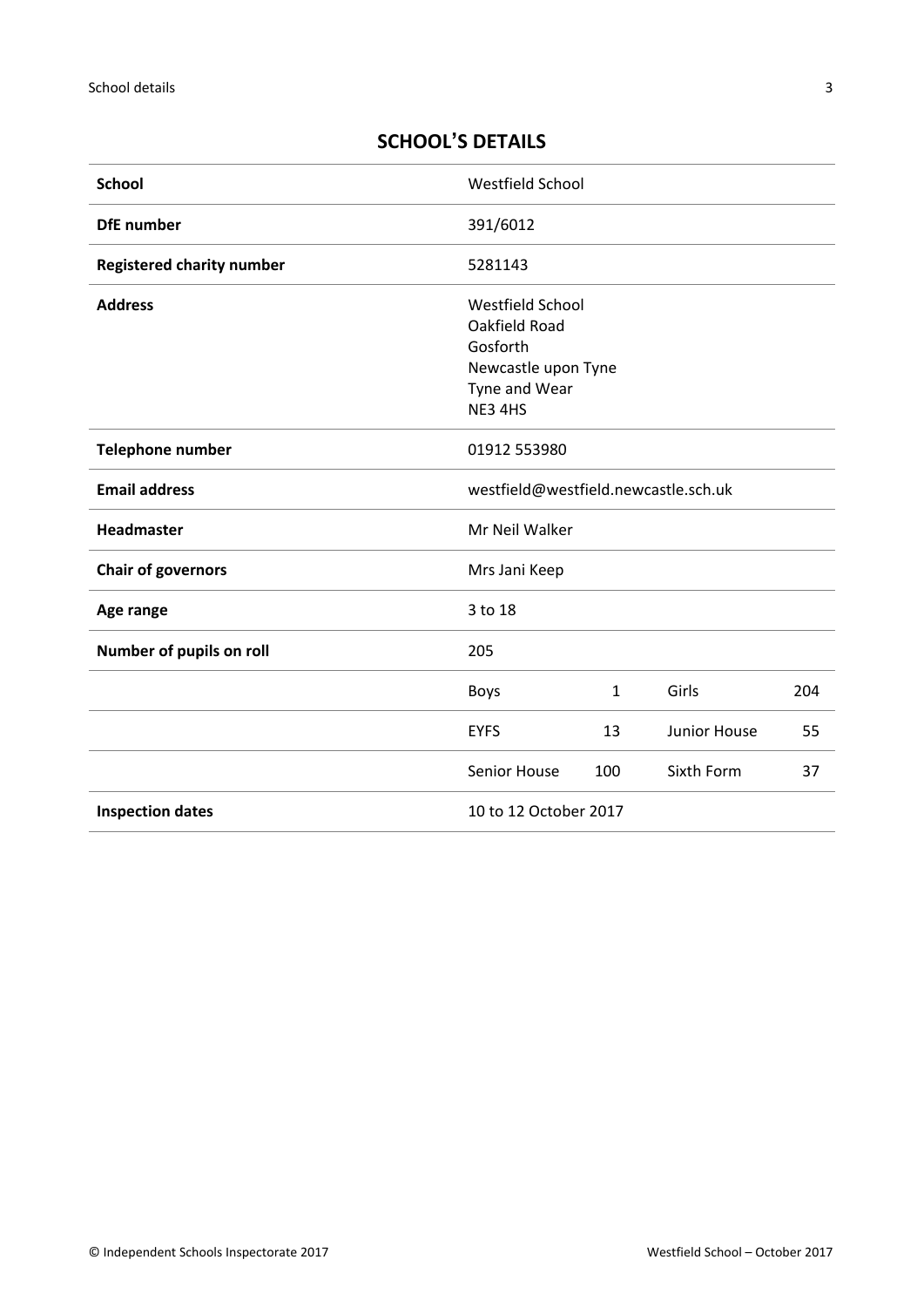## SCHOOL'S DETAILS

| | | | | |
|---|---|---|---|---|
| **School** | Westfield School | | | |
| **DfE number** | 391/6012 | | | |
| **Registered charity number** | 5281143 | | | |
| **Address** | Westfield School<br>Oakfield Road<br>Gosforth<br>Newcastle upon Tyne<br>Tyne and Wear<br>NE3 4HS | | | |
| **Telephone number** | 01912 553980 | | | |
| **Email address** | westfield@westfield.newcastle.sch.uk | | | |
| **Headmaster** | Mr Neil Walker | | | |
| **Chair of governors** | Mrs Jani Keep | | | |
| **Age range** | 3 to 18 | | | |
| **Number of pupils on roll** | 205 | | | |
| | Boys | 1 | Girls | 204 |
| | EYFS | 13 | Junior House | 55 |
| | Senior House | 100 | Sixth Form | 37 |
| **Inspection dates** | 10 to 12 October 2017 | | | |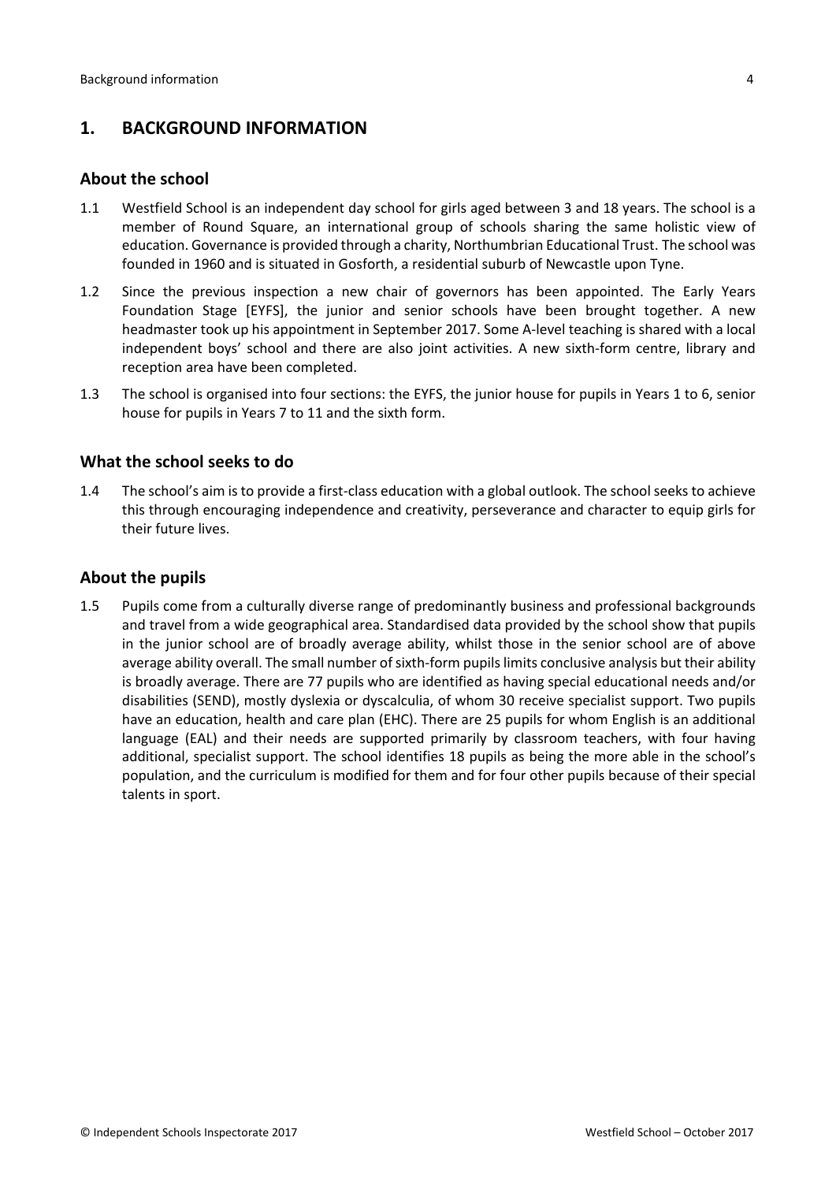## 1. BACKGROUND INFORMATION

### About the school

1.1 Westfield School is an independent day school for girls aged between 3 and 18 years. The school is a member of Round Square, an international group of schools sharing the same holistic view of education. Governance is provided through a charity, Northumbrian Educational Trust. The school was founded in 1960 and is situated in Gosforth, a residential suburb of Newcastle upon Tyne.

1.2 Since the previous inspection a new chair of governors has been appointed. The Early Years Foundation Stage [EYFS], the junior and senior schools have been brought together. A new headmaster took up his appointment in September 2017. Some A-level teaching is shared with a local independent boys' school and there are also joint activities. A new sixth-form centre, library and reception area have been completed.

1.3 The school is organised into four sections: the EYFS, the junior house for pupils in Years 1 to 6, senior house for pupils in Years 7 to 11 and the sixth form.

### What the school seeks to do

1.4 The school's aim is to provide a first-class education with a global outlook. The school seeks to achieve this through encouraging independence and creativity, perseverance and character to equip girls for their future lives.

### About the pupils

1.5 Pupils come from a culturally diverse range of predominantly business and professional backgrounds and travel from a wide geographical area. Standardised data provided by the school show that pupils in the junior school are of broadly average ability, whilst those in the senior school are of above average ability overall. The small number of sixth-form pupils limits conclusive analysis but their ability is broadly average. There are 77 pupils who are identified as having special educational needs and/or disabilities (SEND), mostly dyslexia or dyscalculia, of whom 30 receive specialist support. Two pupils have an education, health and care plan (EHC). There are 25 pupils for whom English is an additional language (EAL) and their needs are supported primarily by classroom teachers, with four having additional, specialist support. The school identifies 18 pupils as being the more able in the school's population, and the curriculum is modified for them and for four other pupils because of their special talents in sport.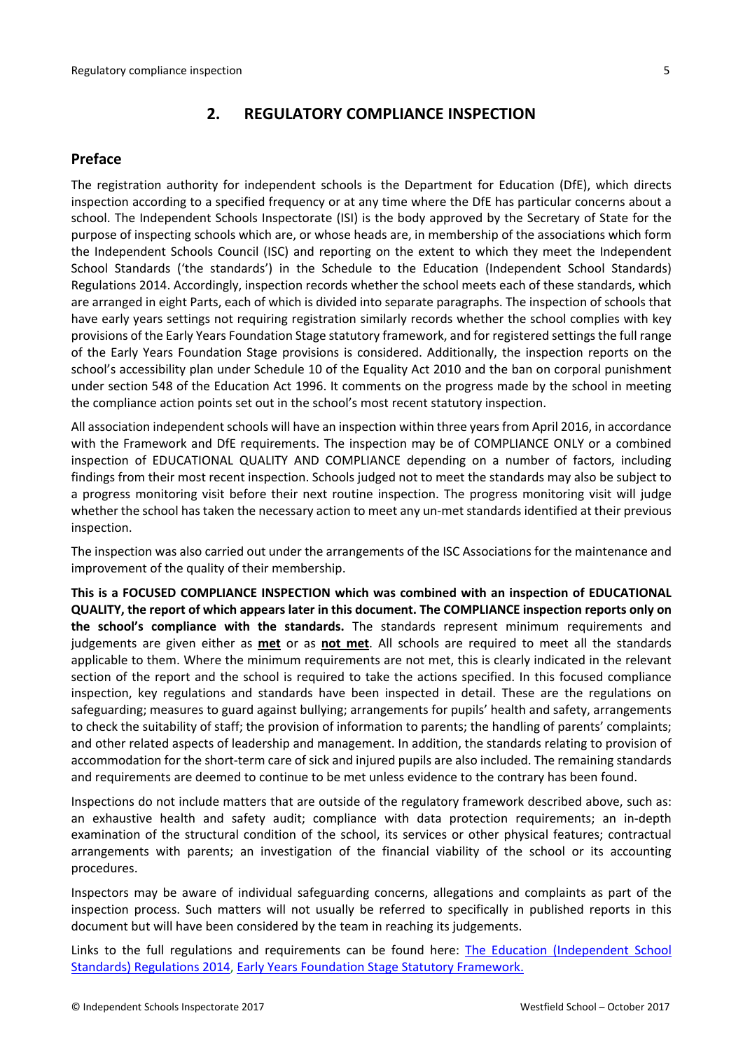## 2. REGULATORY COMPLIANCE INSPECTION

### Preface

The registration authority for independent schools is the Department for Education (DfE), which directs inspection according to a specified frequency or at any time where the DfE has particular concerns about a school. The Independent Schools Inspectorate (ISI) is the body approved by the Secretary of State for the purpose of inspecting schools which are, or whose heads are, in membership of the associations which form the Independent Schools Council (ISC) and reporting on the extent to which they meet the Independent School Standards ('the standards') in the Schedule to the Education (Independent School Standards) Regulations 2014. Accordingly, inspection records whether the school meets each of these standards, which are arranged in eight Parts, each of which is divided into separate paragraphs. The inspection of schools that have early years settings not requiring registration similarly records whether the school complies with key provisions of the Early Years Foundation Stage statutory framework, and for registered settings the full range of the Early Years Foundation Stage provisions is considered. Additionally, the inspection reports on the school's accessibility plan under Schedule 10 of the Equality Act 2010 and the ban on corporal punishment under section 548 of the Education Act 1996. It comments on the progress made by the school in meeting the compliance action points set out in the school's most recent statutory inspection.

All association independent schools will have an inspection within three years from April 2016, in accordance with the Framework and DfE requirements. The inspection may be of COMPLIANCE ONLY or a combined inspection of EDUCATIONAL QUALITY AND COMPLIANCE depending on a number of factors, including findings from their most recent inspection. Schools judged not to meet the standards may also be subject to a progress monitoring visit before their next routine inspection. The progress monitoring visit will judge whether the school has taken the necessary action to meet any un-met standards identified at their previous inspection.

The inspection was also carried out under the arrangements of the ISC Associations for the maintenance and improvement of the quality of their membership.

**This is a FOCUSED COMPLIANCE INSPECTION which was combined with an inspection of EDUCATIONAL QUALITY, the report of which appears later in this document. The COMPLIANCE inspection reports only on the school's compliance with the standards.** The standards represent minimum requirements and judgements are given either as **met** or as **not met**. All schools are required to meet all the standards applicable to them. Where the minimum requirements are not met, this is clearly indicated in the relevant section of the report and the school is required to take the actions specified. In this focused compliance inspection, key regulations and standards have been inspected in detail. These are the regulations on safeguarding; measures to guard against bullying; arrangements for pupils' health and safety, arrangements to check the suitability of staff; the provision of information to parents; the handling of parents' complaints; and other related aspects of leadership and management. In addition, the standards relating to provision of accommodation for the short-term care of sick and injured pupils are also included. The remaining standards and requirements are deemed to continue to be met unless evidence to the contrary has been found.

Inspections do not include matters that are outside of the regulatory framework described above, such as: an exhaustive health and safety audit; compliance with data protection requirements; an in-depth examination of the structural condition of the school, its services or other physical features; contractual arrangements with parents; an investigation of the financial viability of the school or its accounting procedures.

Inspectors may be aware of individual safeguarding concerns, allegations and complaints as part of the inspection process. Such matters will not usually be referred to specifically in published reports in this document but will have been considered by the team in reaching its judgements.

Links to the full regulations and requirements can be found here: The Education (Independent School Standards) Regulations 2014, Early Years Foundation Stage Statutory Framework.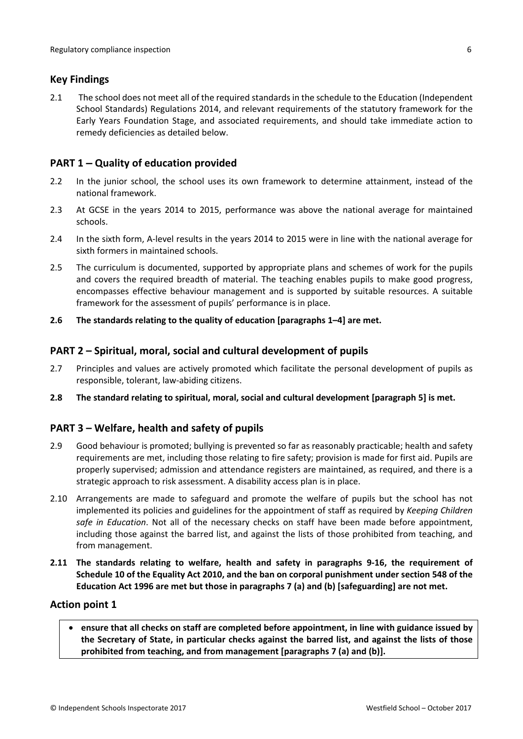## Key Findings

2.1 The school does not meet all of the required standards in the schedule to the Education (Independent School Standards) Regulations 2014, and relevant requirements of the statutory framework for the Early Years Foundation Stage, and associated requirements, and should take immediate action to remedy deficiencies as detailed below.

## PART 1 – Quality of education provided

2.2 In the junior school, the school uses its own framework to determine attainment, instead of the national framework.

2.3 At GCSE in the years 2014 to 2015, performance was above the national average for maintained schools.

2.4 In the sixth form, A-level results in the years 2014 to 2015 were in line with the national average for sixth formers in maintained schools.

2.5 The curriculum is documented, supported by appropriate plans and schemes of work for the pupils and covers the required breadth of material. The teaching enables pupils to make good progress, encompasses effective behaviour management and is supported by suitable resources. A suitable framework for the assessment of pupils' performance is in place.

**2.6 The standards relating to the quality of education [paragraphs 1–4] are met.**

## PART 2 – Spiritual, moral, social and cultural development of pupils

2.7 Principles and values are actively promoted which facilitate the personal development of pupils as responsible, tolerant, law-abiding citizens.

**2.8 The standard relating to spiritual, moral, social and cultural development [paragraph 5] is met.**

## PART 3 – Welfare, health and safety of pupils

2.9 Good behaviour is promoted; bullying is prevented so far as reasonably practicable; health and safety requirements are met, including those relating to fire safety; provision is made for first aid. Pupils are properly supervised; admission and attendance registers are maintained, as required, and there is a strategic approach to risk assessment. A disability access plan is in place.

2.10 Arrangements are made to safeguard and promote the welfare of pupils but the school has not implemented its policies and guidelines for the appointment of staff as required by *Keeping Children safe in Education*. Not all of the necessary checks on staff have been made before appointment, including those against the barred list, and against the lists of those prohibited from teaching, and from management.

**2.11 The standards relating to welfare, health and safety in paragraphs 9-16, the requirement of Schedule 10 of the Equality Act 2010, and the ban on corporal punishment under section 548 of the Education Act 1996 are met but those in paragraphs 7 (a) and (b) [safeguarding] are not met.**

## Action point 1

- **ensure that all checks on staff are completed before appointment, in line with guidance issued by the Secretary of State, in particular checks against the barred list, and against the lists of those prohibited from teaching, and from management [paragraphs 7 (a) and (b)].**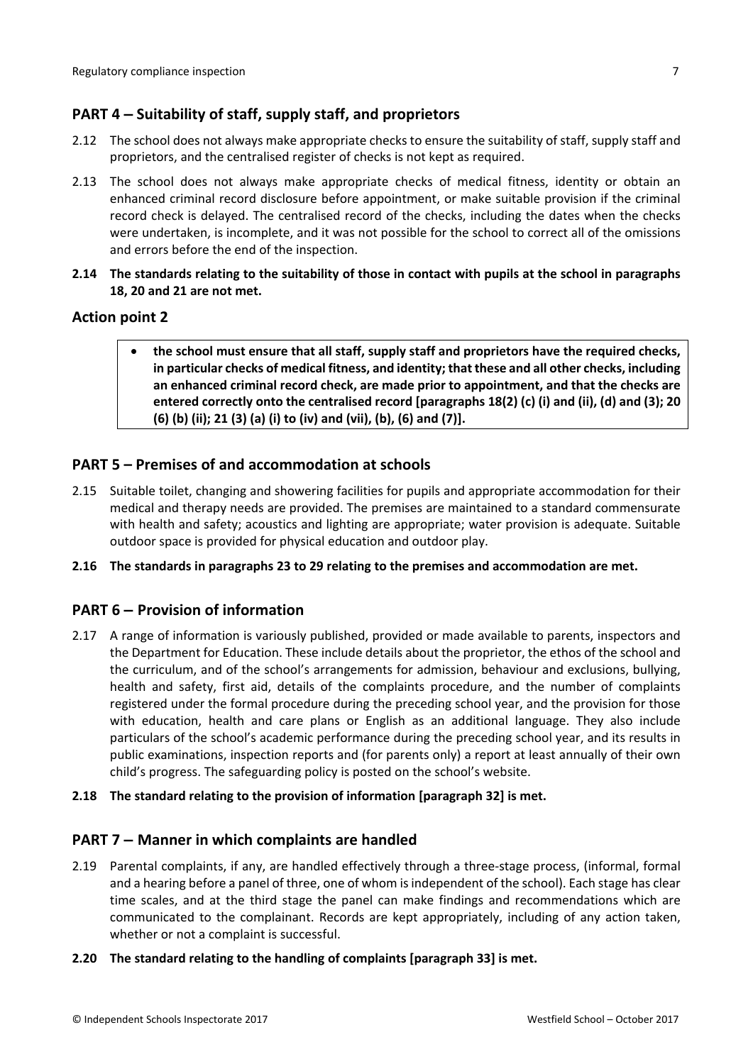## PART 4 – Suitability of staff, supply staff, and proprietors

2.12 The school does not always make appropriate checks to ensure the suitability of staff, supply staff and proprietors, and the centralised register of checks is not kept as required.

2.13 The school does not always make appropriate checks of medical fitness, identity or obtain an enhanced criminal record disclosure before appointment, or make suitable provision if the criminal record check is delayed. The centralised record of the checks, including the dates when the checks were undertaken, is incomplete, and it was not possible for the school to correct all of the omissions and errors before the end of the inspection.

**2.14 The standards relating to the suitability of those in contact with pupils at the school in paragraphs 18, 20 and 21 are not met.**

## Action point 2

- **the school must ensure that all staff, supply staff and proprietors have the required checks, in particular checks of medical fitness, and identity; that these and all other checks, including an enhanced criminal record check, are made prior to appointment, and that the checks are entered correctly onto the centralised record [paragraphs 18(2) (c) (i) and (ii), (d) and (3); 20 (6) (b) (ii); 21 (3) (a) (i) to (iv) and (vii), (b), (6) and (7)].**

## PART 5 – Premises of and accommodation at schools

2.15 Suitable toilet, changing and showering facilities for pupils and appropriate accommodation for their medical and therapy needs are provided. The premises are maintained to a standard commensurate with health and safety; acoustics and lighting are appropriate; water provision is adequate. Suitable outdoor space is provided for physical education and outdoor play.

**2.16 The standards in paragraphs 23 to 29 relating to the premises and accommodation are met.**

## PART 6 – Provision of information

2.17 A range of information is variously published, provided or made available to parents, inspectors and the Department for Education. These include details about the proprietor, the ethos of the school and the curriculum, and of the school's arrangements for admission, behaviour and exclusions, bullying, health and safety, first aid, details of the complaints procedure, and the number of complaints registered under the formal procedure during the preceding school year, and the provision for those with education, health and care plans or English as an additional language. They also include particulars of the school's academic performance during the preceding school year, and its results in public examinations, inspection reports and (for parents only) a report at least annually of their own child's progress. The safeguarding policy is posted on the school's website.

**2.18 The standard relating to the provision of information [paragraph 32] is met.**

## PART 7 – Manner in which complaints are handled

2.19 Parental complaints, if any, are handled effectively through a three-stage process, (informal, formal and a hearing before a panel of three, one of whom is independent of the school). Each stage has clear time scales, and at the third stage the panel can make findings and recommendations which are communicated to the complainant. Records are kept appropriately, including of any action taken, whether or not a complaint is successful.

**2.20 The standard relating to the handling of complaints [paragraph 33] is met.**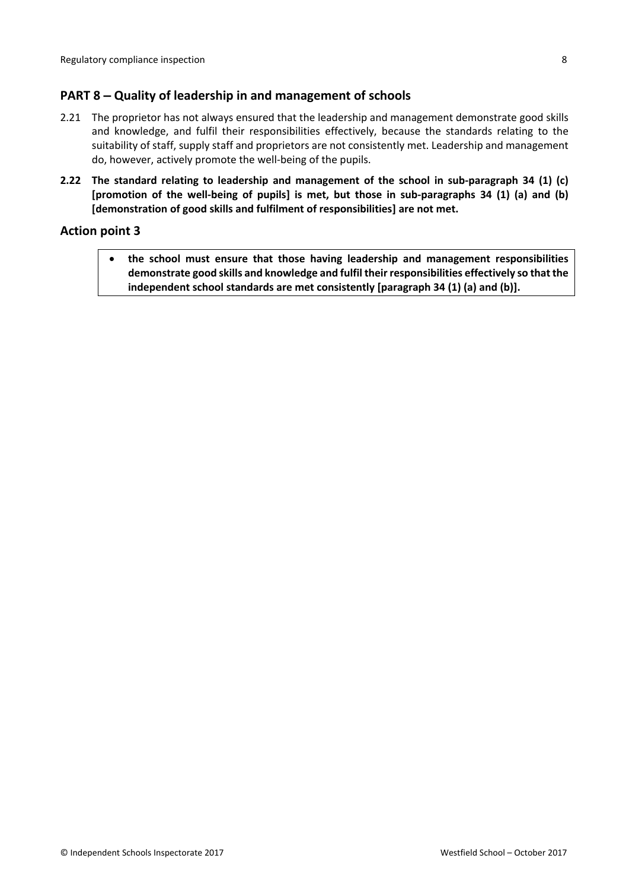## PART 8 – Quality of leadership in and management of schools

2.21 The proprietor has not always ensured that the leadership and management demonstrate good skills and knowledge, and fulfil their responsibilities effectively, because the standards relating to the suitability of staff, supply staff and proprietors are not consistently met. Leadership and management do, however, actively promote the well-being of the pupils.

**2.22 The standard relating to leadership and management of the school in sub-paragraph 34 (1) (c) [promotion of the well-being of pupils] is met, but those in sub-paragraphs 34 (1) (a) and (b) [demonstration of good skills and fulfilment of responsibilities] are not met.**

## Action point 3

- **the school must ensure that those having leadership and management responsibilities demonstrate good skills and knowledge and fulfil their responsibilities effectively so that the independent school standards are met consistently [paragraph 34 (1) (a) and (b)].**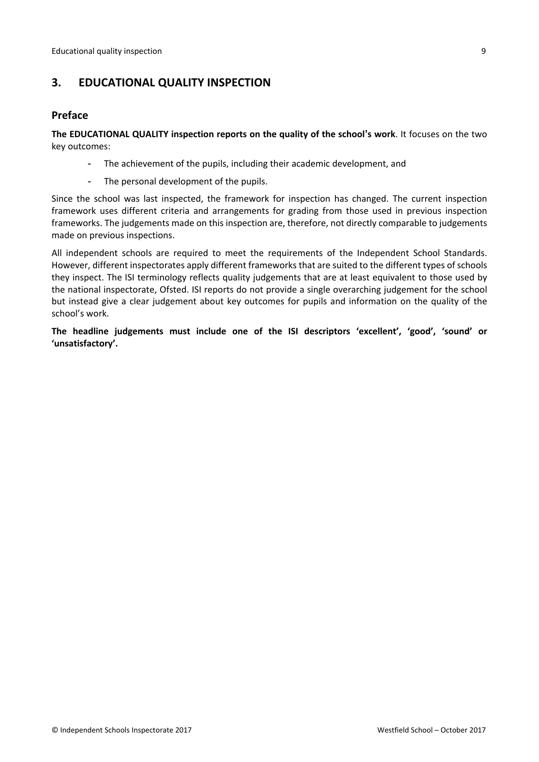## 3. EDUCATIONAL QUALITY INSPECTION

### Preface

**The EDUCATIONAL QUALITY inspection reports on the quality of the school's work**. It focuses on the two key outcomes:

- The achievement of the pupils, including their academic development, and
- The personal development of the pupils.

Since the school was last inspected, the framework for inspection has changed. The current inspection framework uses different criteria and arrangements for grading from those used in previous inspection frameworks. The judgements made on this inspection are, therefore, not directly comparable to judgements made on previous inspections.

All independent schools are required to meet the requirements of the Independent School Standards. However, different inspectorates apply different frameworks that are suited to the different types of schools they inspect. The ISI terminology reflects quality judgements that are at least equivalent to those used by the national inspectorate, Ofsted. ISI reports do not provide a single overarching judgement for the school but instead give a clear judgement about key outcomes for pupils and information on the quality of the school's work.

**The headline judgements must include one of the ISI descriptors 'excellent', 'good', 'sound' or 'unsatisfactory'.**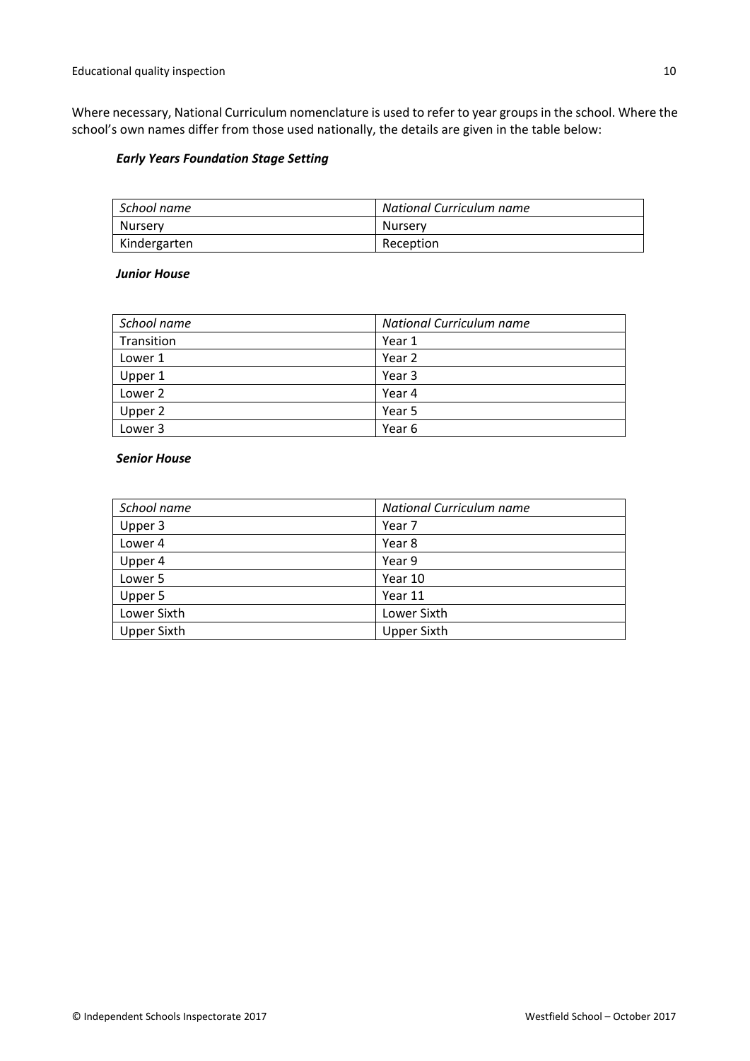Where necessary, National Curriculum nomenclature is used to refer to year groups in the school. Where the school's own names differ from those used nationally, the details are given in the table below:

***Early Years Foundation Stage Setting***

| *School name* | *National Curriculum name* |
|---|---|
| Nursery | Nursery |
| Kindergarten | Reception |

***Junior House***

| *School name* | *National Curriculum name* |
|---|---|
| Transition | Year 1 |
| Lower 1 | Year 2 |
| Upper 1 | Year 3 |
| Lower 2 | Year 4 |
| Upper 2 | Year 5 |
| Lower 3 | Year 6 |

***Senior House***

| *School name* | *National Curriculum name* |
|---|---|
| Upper 3 | Year 7 |
| Lower 4 | Year 8 |
| Upper 4 | Year 9 |
| Lower 5 | Year 10 |
| Upper 5 | Year 11 |
| Lower Sixth | Lower Sixth |
| Upper Sixth | Upper Sixth |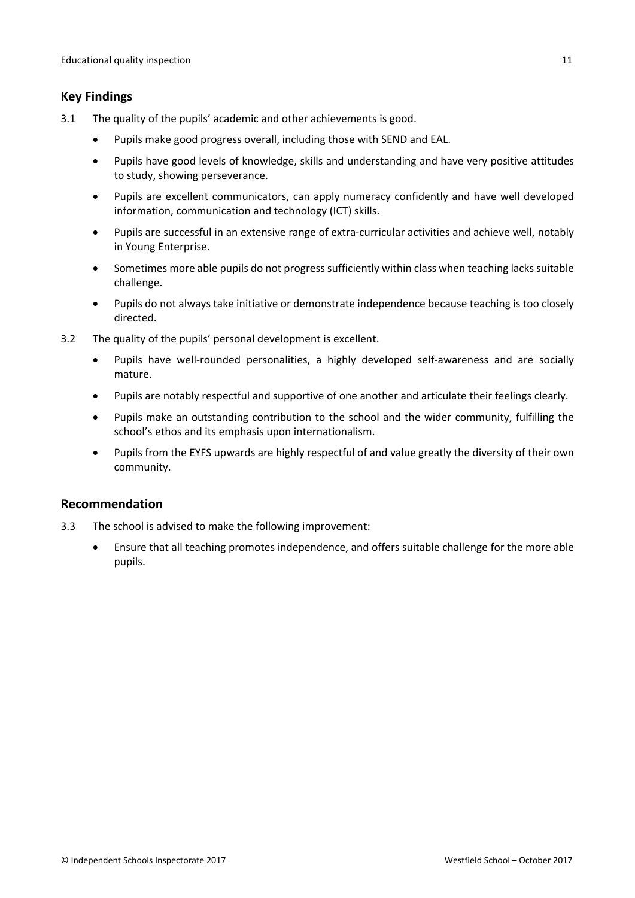## Key Findings

3.1 The quality of the pupils' academic and other achievements is good.

- Pupils make good progress overall, including those with SEND and EAL.
- Pupils have good levels of knowledge, skills and understanding and have very positive attitudes to study, showing perseverance.
- Pupils are excellent communicators, can apply numeracy confidently and have well developed information, communication and technology (ICT) skills.
- Pupils are successful in an extensive range of extra-curricular activities and achieve well, notably in Young Enterprise.
- Sometimes more able pupils do not progress sufficiently within class when teaching lacks suitable challenge.
- Pupils do not always take initiative or demonstrate independence because teaching is too closely directed.

3.2 The quality of the pupils' personal development is excellent.

- Pupils have well-rounded personalities, a highly developed self-awareness and are socially mature.
- Pupils are notably respectful and supportive of one another and articulate their feelings clearly.
- Pupils make an outstanding contribution to the school and the wider community, fulfilling the school's ethos and its emphasis upon internationalism.
- Pupils from the EYFS upwards are highly respectful of and value greatly the diversity of their own community.

## Recommendation

3.3 The school is advised to make the following improvement:

- Ensure that all teaching promotes independence, and offers suitable challenge for the more able pupils.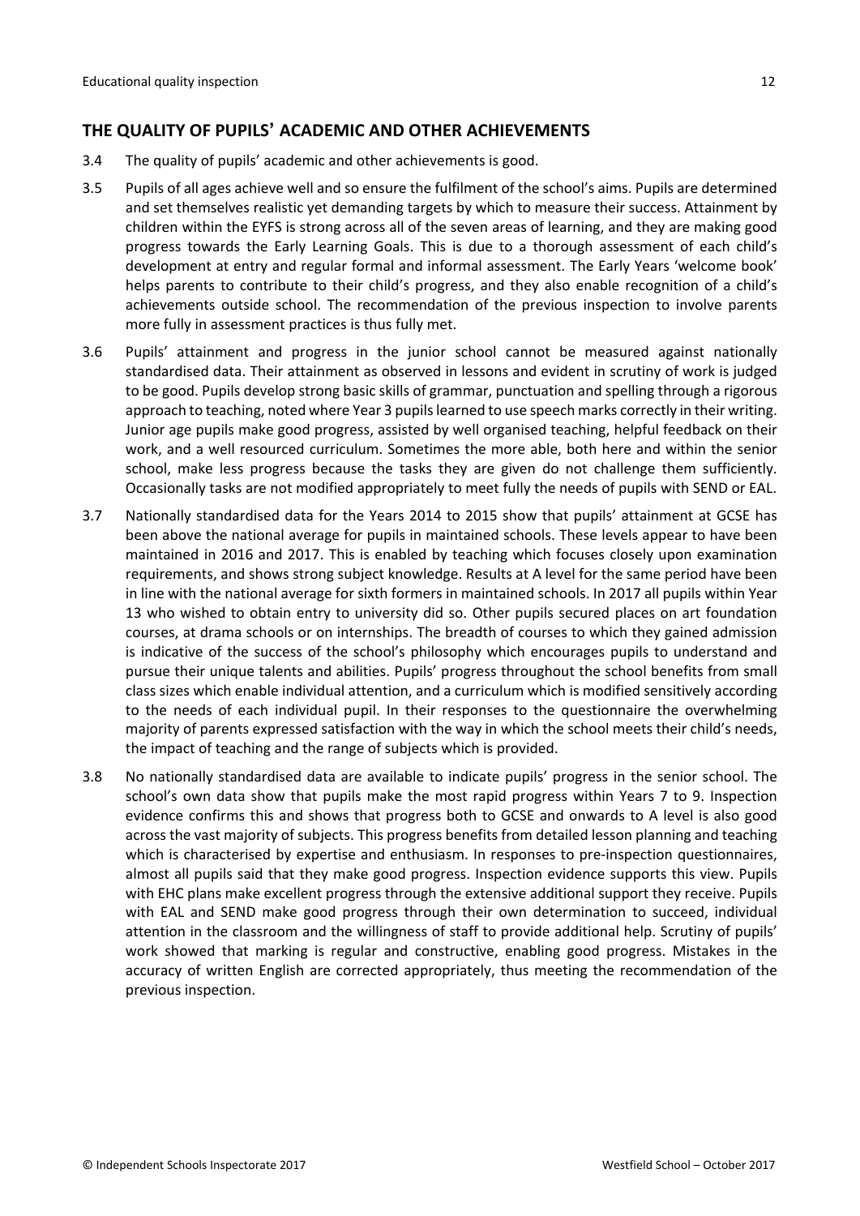## THE QUALITY OF PUPILS' ACADEMIC AND OTHER ACHIEVEMENTS

3.4 The quality of pupils' academic and other achievements is good.

3.5 Pupils of all ages achieve well and so ensure the fulfilment of the school's aims. Pupils are determined and set themselves realistic yet demanding targets by which to measure their success. Attainment by children within the EYFS is strong across all of the seven areas of learning, and they are making good progress towards the Early Learning Goals. This is due to a thorough assessment of each child's development at entry and regular formal and informal assessment. The Early Years 'welcome book' helps parents to contribute to their child's progress, and they also enable recognition of a child's achievements outside school. The recommendation of the previous inspection to involve parents more fully in assessment practices is thus fully met.

3.6 Pupils' attainment and progress in the junior school cannot be measured against nationally standardised data. Their attainment as observed in lessons and evident in scrutiny of work is judged to be good. Pupils develop strong basic skills of grammar, punctuation and spelling through a rigorous approach to teaching, noted where Year 3 pupils learned to use speech marks correctly in their writing. Junior age pupils make good progress, assisted by well organised teaching, helpful feedback on their work, and a well resourced curriculum. Sometimes the more able, both here and within the senior school, make less progress because the tasks they are given do not challenge them sufficiently. Occasionally tasks are not modified appropriately to meet fully the needs of pupils with SEND or EAL.

3.7 Nationally standardised data for the Years 2014 to 2015 show that pupils' attainment at GCSE has been above the national average for pupils in maintained schools. These levels appear to have been maintained in 2016 and 2017. This is enabled by teaching which focuses closely upon examination requirements, and shows strong subject knowledge. Results at A level for the same period have been in line with the national average for sixth formers in maintained schools. In 2017 all pupils within Year 13 who wished to obtain entry to university did so. Other pupils secured places on art foundation courses, at drama schools or on internships. The breadth of courses to which they gained admission is indicative of the success of the school's philosophy which encourages pupils to understand and pursue their unique talents and abilities. Pupils' progress throughout the school benefits from small class sizes which enable individual attention, and a curriculum which is modified sensitively according to the needs of each individual pupil. In their responses to the questionnaire the overwhelming majority of parents expressed satisfaction with the way in which the school meets their child's needs, the impact of teaching and the range of subjects which is provided.

3.8 No nationally standardised data are available to indicate pupils' progress in the senior school. The school's own data show that pupils make the most rapid progress within Years 7 to 9. Inspection evidence confirms this and shows that progress both to GCSE and onwards to A level is also good across the vast majority of subjects. This progress benefits from detailed lesson planning and teaching which is characterised by expertise and enthusiasm. In responses to pre-inspection questionnaires, almost all pupils said that they make good progress. Inspection evidence supports this view. Pupils with EHC plans make excellent progress through the extensive additional support they receive. Pupils with EAL and SEND make good progress through their own determination to succeed, individual attention in the classroom and the willingness of staff to provide additional help. Scrutiny of pupils' work showed that marking is regular and constructive, enabling good progress. Mistakes in the accuracy of written English are corrected appropriately, thus meeting the recommendation of the previous inspection.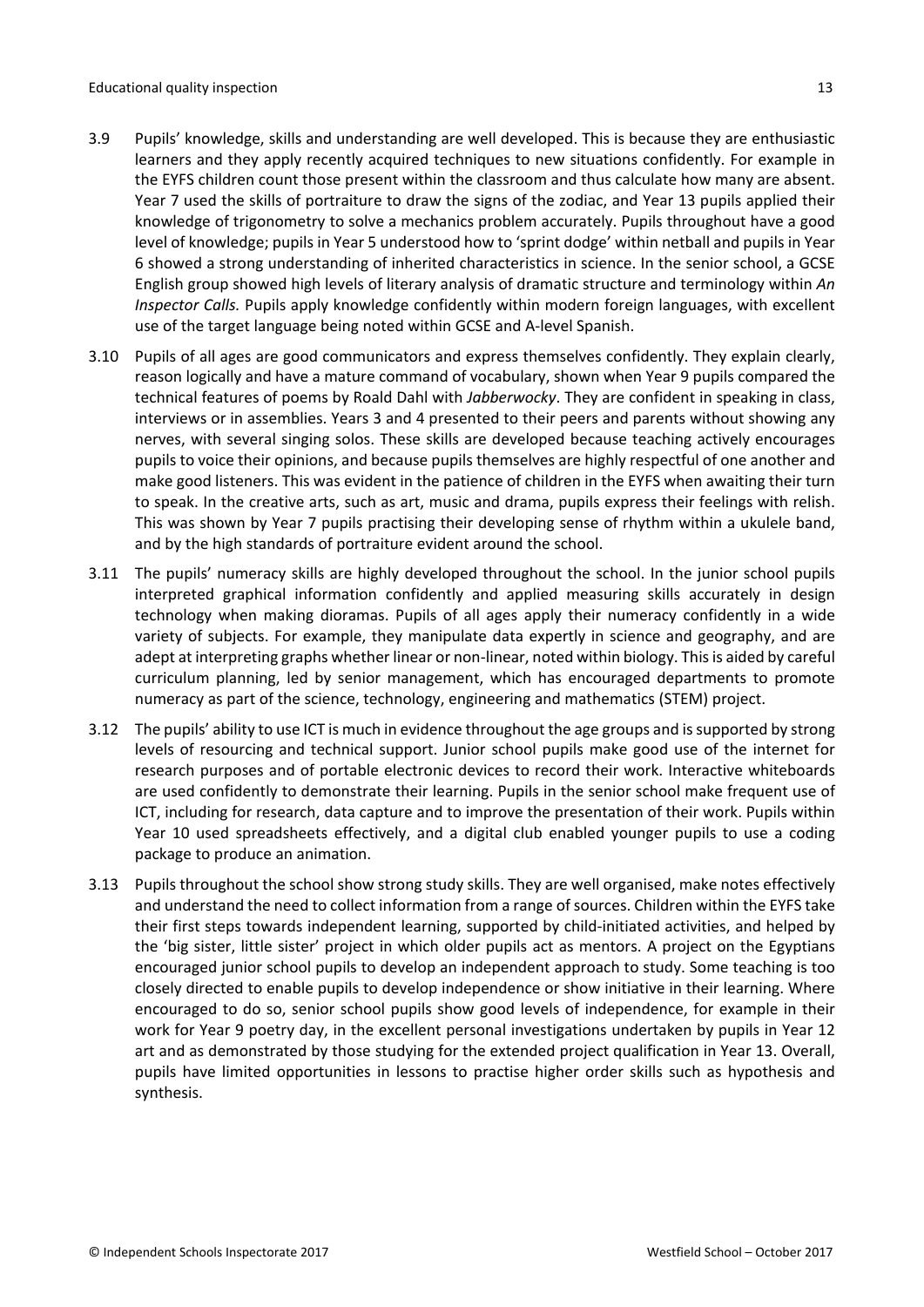3.9 Pupils' knowledge, skills and understanding are well developed. This is because they are enthusiastic learners and they apply recently acquired techniques to new situations confidently. For example in the EYFS children count those present within the classroom and thus calculate how many are absent. Year 7 used the skills of portraiture to draw the signs of the zodiac, and Year 13 pupils applied their knowledge of trigonometry to solve a mechanics problem accurately. Pupils throughout have a good level of knowledge; pupils in Year 5 understood how to 'sprint dodge' within netball and pupils in Year 6 showed a strong understanding of inherited characteristics in science. In the senior school, a GCSE English group showed high levels of literary analysis of dramatic structure and terminology within *An Inspector Calls.* Pupils apply knowledge confidently within modern foreign languages, with excellent use of the target language being noted within GCSE and A-level Spanish.

3.10 Pupils of all ages are good communicators and express themselves confidently. They explain clearly, reason logically and have a mature command of vocabulary, shown when Year 9 pupils compared the technical features of poems by Roald Dahl with *Jabberwocky*. They are confident in speaking in class, interviews or in assemblies. Years 3 and 4 presented to their peers and parents without showing any nerves, with several singing solos. These skills are developed because teaching actively encourages pupils to voice their opinions, and because pupils themselves are highly respectful of one another and make good listeners. This was evident in the patience of children in the EYFS when awaiting their turn to speak. In the creative arts, such as art, music and drama, pupils express their feelings with relish. This was shown by Year 7 pupils practising their developing sense of rhythm within a ukulele band, and by the high standards of portraiture evident around the school.

3.11 The pupils' numeracy skills are highly developed throughout the school. In the junior school pupils interpreted graphical information confidently and applied measuring skills accurately in design technology when making dioramas. Pupils of all ages apply their numeracy confidently in a wide variety of subjects. For example, they manipulate data expertly in science and geography, and are adept at interpreting graphs whether linear or non-linear, noted within biology. This is aided by careful curriculum planning, led by senior management, which has encouraged departments to promote numeracy as part of the science, technology, engineering and mathematics (STEM) project.

3.12 The pupils' ability to use ICT is much in evidence throughout the age groups and is supported by strong levels of resourcing and technical support. Junior school pupils make good use of the internet for research purposes and of portable electronic devices to record their work. Interactive whiteboards are used confidently to demonstrate their learning. Pupils in the senior school make frequent use of ICT, including for research, data capture and to improve the presentation of their work. Pupils within Year 10 used spreadsheets effectively, and a digital club enabled younger pupils to use a coding package to produce an animation.

3.13 Pupils throughout the school show strong study skills. They are well organised, make notes effectively and understand the need to collect information from a range of sources. Children within the EYFS take their first steps towards independent learning, supported by child-initiated activities, and helped by the 'big sister, little sister' project in which older pupils act as mentors. A project on the Egyptians encouraged junior school pupils to develop an independent approach to study. Some teaching is too closely directed to enable pupils to develop independence or show initiative in their learning. Where encouraged to do so, senior school pupils show good levels of independence, for example in their work for Year 9 poetry day, in the excellent personal investigations undertaken by pupils in Year 12 art and as demonstrated by those studying for the extended project qualification in Year 13. Overall, pupils have limited opportunities in lessons to practise higher order skills such as hypothesis and synthesis.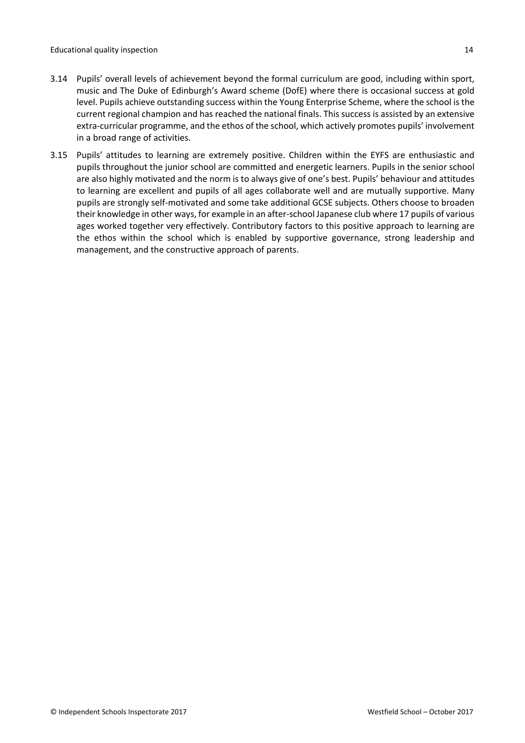3.14 Pupils' overall levels of achievement beyond the formal curriculum are good, including within sport, music and The Duke of Edinburgh's Award scheme (DofE) where there is occasional success at gold level. Pupils achieve outstanding success within the Young Enterprise Scheme, where the school is the current regional champion and has reached the national finals. This success is assisted by an extensive extra-curricular programme, and the ethos of the school, which actively promotes pupils' involvement in a broad range of activities.

3.15 Pupils' attitudes to learning are extremely positive. Children within the EYFS are enthusiastic and pupils throughout the junior school are committed and energetic learners. Pupils in the senior school are also highly motivated and the norm is to always give of one's best. Pupils' behaviour and attitudes to learning are excellent and pupils of all ages collaborate well and are mutually supportive. Many pupils are strongly self-motivated and some take additional GCSE subjects. Others choose to broaden their knowledge in other ways, for example in an after-school Japanese club where 17 pupils of various ages worked together very effectively. Contributory factors to this positive approach to learning are the ethos within the school which is enabled by supportive governance, strong leadership and management, and the constructive approach of parents.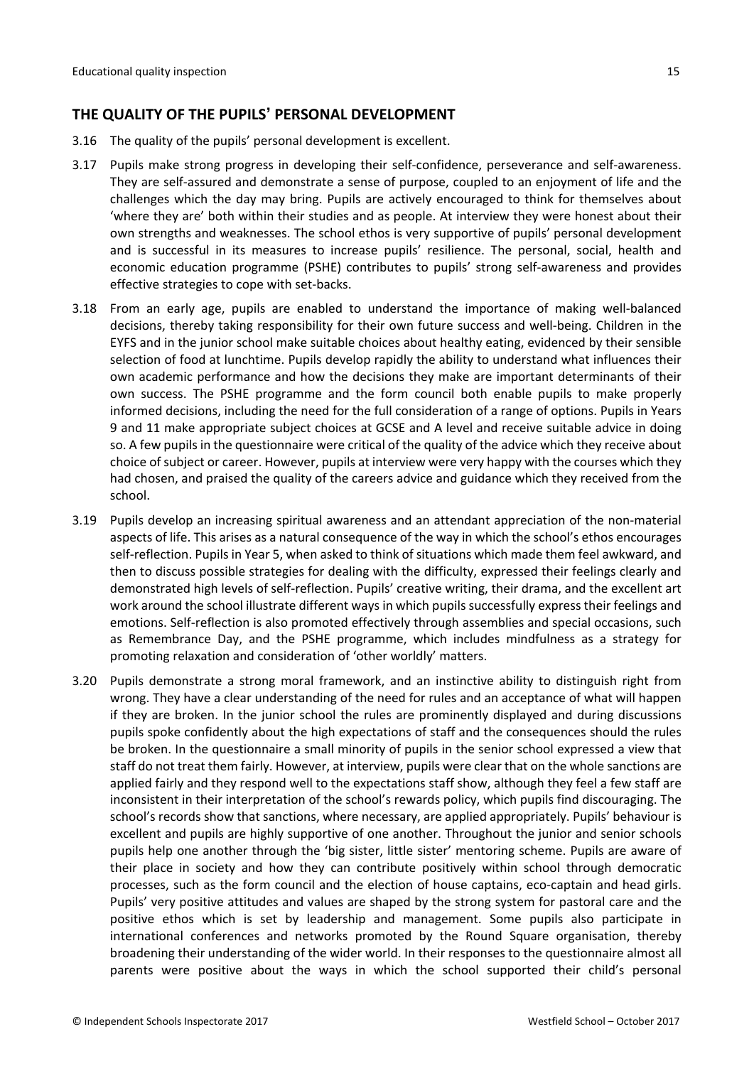## THE QUALITY OF THE PUPILS' PERSONAL DEVELOPMENT

3.16 The quality of the pupils' personal development is excellent.

3.17 Pupils make strong progress in developing their self-confidence, perseverance and self-awareness. They are self-assured and demonstrate a sense of purpose, coupled to an enjoyment of life and the challenges which the day may bring. Pupils are actively encouraged to think for themselves about 'where they are' both within their studies and as people. At interview they were honest about their own strengths and weaknesses. The school ethos is very supportive of pupils' personal development and is successful in its measures to increase pupils' resilience. The personal, social, health and economic education programme (PSHE) contributes to pupils' strong self-awareness and provides effective strategies to cope with set-backs.

3.18 From an early age, pupils are enabled to understand the importance of making well-balanced decisions, thereby taking responsibility for their own future success and well-being. Children in the EYFS and in the junior school make suitable choices about healthy eating, evidenced by their sensible selection of food at lunchtime. Pupils develop rapidly the ability to understand what influences their own academic performance and how the decisions they make are important determinants of their own success. The PSHE programme and the form council both enable pupils to make properly informed decisions, including the need for the full consideration of a range of options. Pupils in Years 9 and 11 make appropriate subject choices at GCSE and A level and receive suitable advice in doing so. A few pupils in the questionnaire were critical of the quality of the advice which they receive about choice of subject or career. However, pupils at interview were very happy with the courses which they had chosen, and praised the quality of the careers advice and guidance which they received from the school.

3.19 Pupils develop an increasing spiritual awareness and an attendant appreciation of the non-material aspects of life. This arises as a natural consequence of the way in which the school's ethos encourages self-reflection. Pupils in Year 5, when asked to think of situations which made them feel awkward, and then to discuss possible strategies for dealing with the difficulty, expressed their feelings clearly and demonstrated high levels of self-reflection. Pupils' creative writing, their drama, and the excellent art work around the school illustrate different ways in which pupils successfully express their feelings and emotions. Self-reflection is also promoted effectively through assemblies and special occasions, such as Remembrance Day, and the PSHE programme, which includes mindfulness as a strategy for promoting relaxation and consideration of 'other worldly' matters.

3.20 Pupils demonstrate a strong moral framework, and an instinctive ability to distinguish right from wrong. They have a clear understanding of the need for rules and an acceptance of what will happen if they are broken. In the junior school the rules are prominently displayed and during discussions pupils spoke confidently about the high expectations of staff and the consequences should the rules be broken. In the questionnaire a small minority of pupils in the senior school expressed a view that staff do not treat them fairly. However, at interview, pupils were clear that on the whole sanctions are applied fairly and they respond well to the expectations staff show, although they feel a few staff are inconsistent in their interpretation of the school's rewards policy, which pupils find discouraging. The school's records show that sanctions, where necessary, are applied appropriately. Pupils' behaviour is excellent and pupils are highly supportive of one another. Throughout the junior and senior schools pupils help one another through the 'big sister, little sister' mentoring scheme. Pupils are aware of their place in society and how they can contribute positively within school through democratic processes, such as the form council and the election of house captains, eco-captain and head girls. Pupils' very positive attitudes and values are shaped by the strong system for pastoral care and the positive ethos which is set by leadership and management. Some pupils also participate in international conferences and networks promoted by the Round Square organisation, thereby broadening their understanding of the wider world. In their responses to the questionnaire almost all parents were positive about the ways in which the school supported their child's personal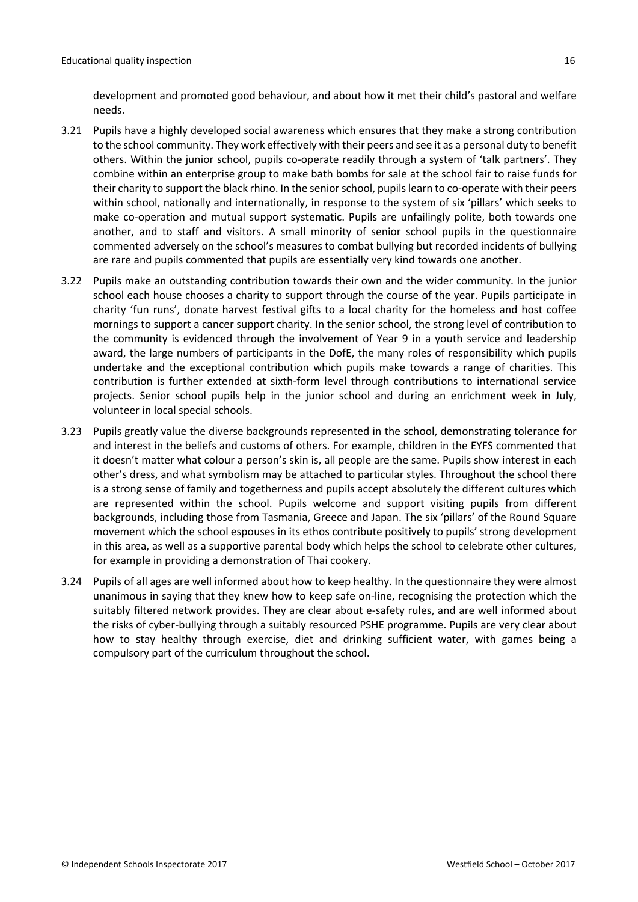development and promoted good behaviour, and about how it met their child's pastoral and welfare needs.

3.21 Pupils have a highly developed social awareness which ensures that they make a strong contribution to the school community. They work effectively with their peers and see it as a personal duty to benefit others. Within the junior school, pupils co-operate readily through a system of 'talk partners'. They combine within an enterprise group to make bath bombs for sale at the school fair to raise funds for their charity to support the black rhino. In the senior school, pupils learn to co-operate with their peers within school, nationally and internationally, in response to the system of six 'pillars' which seeks to make co-operation and mutual support systematic. Pupils are unfailingly polite, both towards one another, and to staff and visitors. A small minority of senior school pupils in the questionnaire commented adversely on the school's measures to combat bullying but recorded incidents of bullying are rare and pupils commented that pupils are essentially very kind towards one another.

3.22 Pupils make an outstanding contribution towards their own and the wider community. In the junior school each house chooses a charity to support through the course of the year. Pupils participate in charity 'fun runs', donate harvest festival gifts to a local charity for the homeless and host coffee mornings to support a cancer support charity. In the senior school, the strong level of contribution to the community is evidenced through the involvement of Year 9 in a youth service and leadership award, the large numbers of participants in the DofE, the many roles of responsibility which pupils undertake and the exceptional contribution which pupils make towards a range of charities. This contribution is further extended at sixth-form level through contributions to international service projects. Senior school pupils help in the junior school and during an enrichment week in July, volunteer in local special schools.

3.23 Pupils greatly value the diverse backgrounds represented in the school, demonstrating tolerance for and interest in the beliefs and customs of others. For example, children in the EYFS commented that it doesn't matter what colour a person's skin is, all people are the same. Pupils show interest in each other's dress, and what symbolism may be attached to particular styles. Throughout the school there is a strong sense of family and togetherness and pupils accept absolutely the different cultures which are represented within the school. Pupils welcome and support visiting pupils from different backgrounds, including those from Tasmania, Greece and Japan. The six 'pillars' of the Round Square movement which the school espouses in its ethos contribute positively to pupils' strong development in this area, as well as a supportive parental body which helps the school to celebrate other cultures, for example in providing a demonstration of Thai cookery.

3.24 Pupils of all ages are well informed about how to keep healthy. In the questionnaire they were almost unanimous in saying that they knew how to keep safe on-line, recognising the protection which the suitably filtered network provides. They are clear about e-safety rules, and are well informed about the risks of cyber-bullying through a suitably resourced PSHE programme. Pupils are very clear about how to stay healthy through exercise, diet and drinking sufficient water, with games being a compulsory part of the curriculum throughout the school.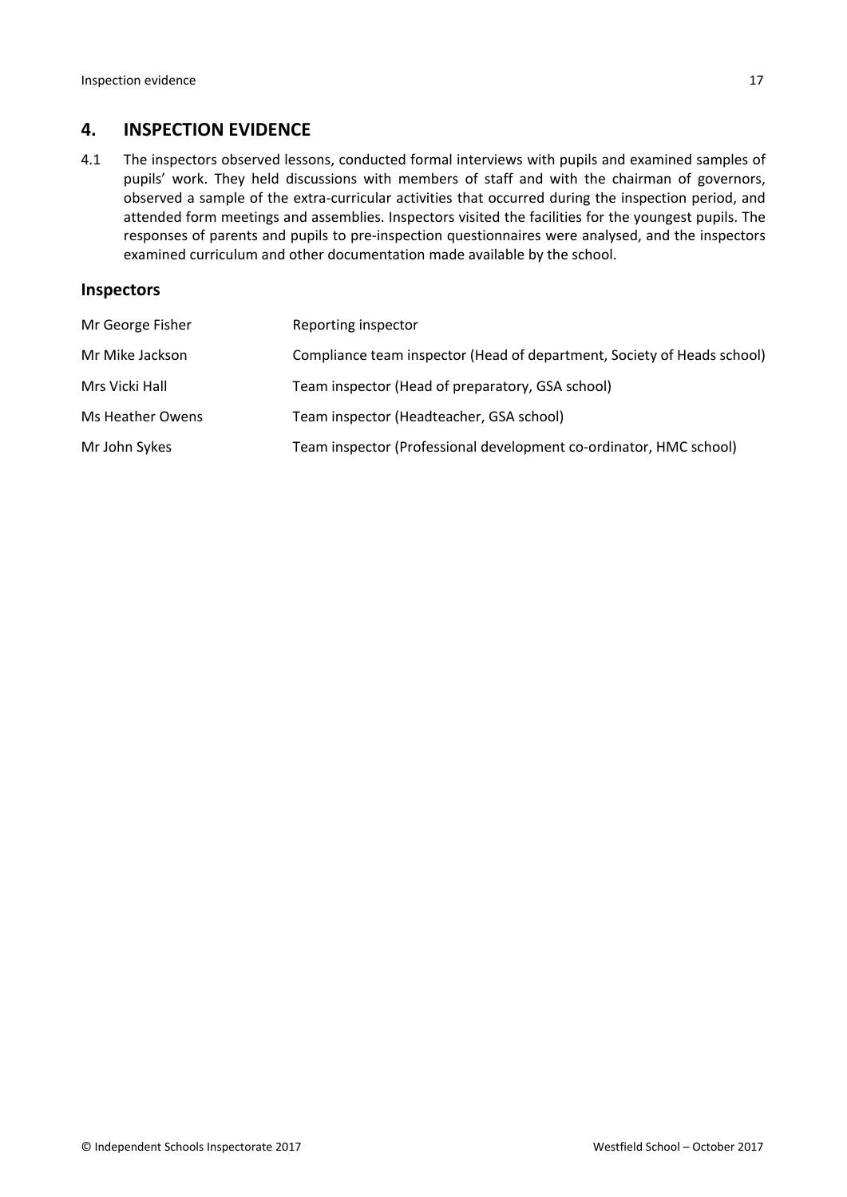## 4. INSPECTION EVIDENCE

4.1 The inspectors observed lessons, conducted formal interviews with pupils and examined samples of pupils' work. They held discussions with members of staff and with the chairman of governors, observed a sample of the extra-curricular activities that occurred during the inspection period, and attended form meetings and assemblies. Inspectors visited the facilities for the youngest pupils. The responses of parents and pupils to pre-inspection questionnaires were analysed, and the inspectors examined curriculum and other documentation made available by the school.

### Inspectors

| | |
|---|---|
| Mr George Fisher | Reporting inspector |
| Mr Mike Jackson | Compliance team inspector (Head of department, Society of Heads school) |
| Mrs Vicki Hall | Team inspector (Head of preparatory, GSA school) |
| Ms Heather Owens | Team inspector (Headteacher, GSA school) |
| Mr John Sykes | Team inspector (Professional development co-ordinator, HMC school) |